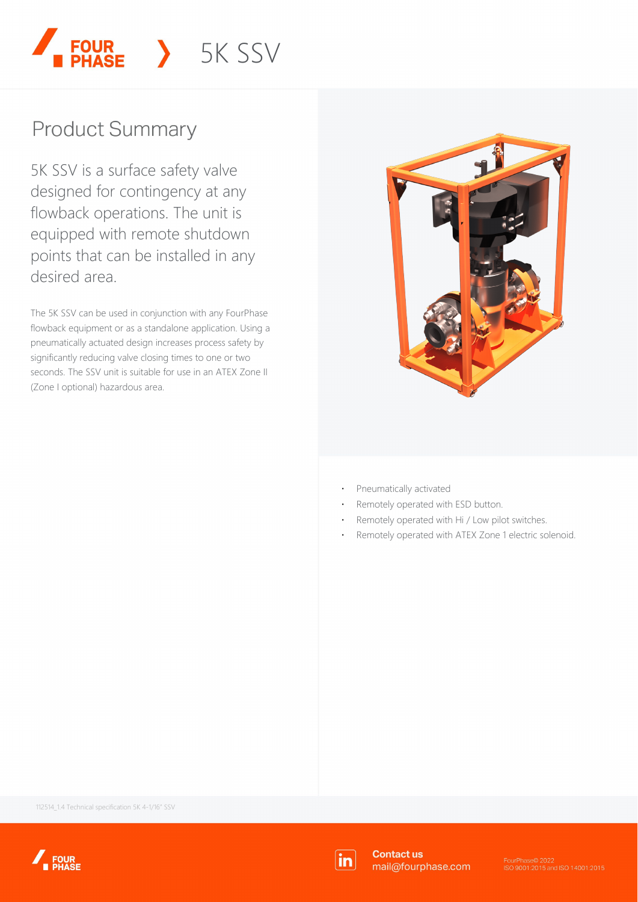# 5K SSV

## Product Summary

5K SSV is a surface safety valve designed for contingency at any flowback operations. The unit is equipped with remote shutdown points that can be installed in any desired area.

The 5K SSV can be used in conjunction with any FourPhase flowback equipment or as a standalone application. Using a pneumatically actuated design increases process safety by significantly reducing valve closing times to one or two seconds. The SSV unit is suitable for use in an ATEX Zone II (Zone I optional) hazardous area.

- Pneumatically activated
- Remotely operated with ESD button.
- Remotely operated with Hi / Low pilot switches.
- Remotely operated with ATEX Zone 1 electric solenoid.

112514_1.4 Technical specification 5K 4-1/16" SSV

**Contact us**
mail@fourphase.com

FourPhase© 2022
ISO 9001:2015 and ISO 14001:2015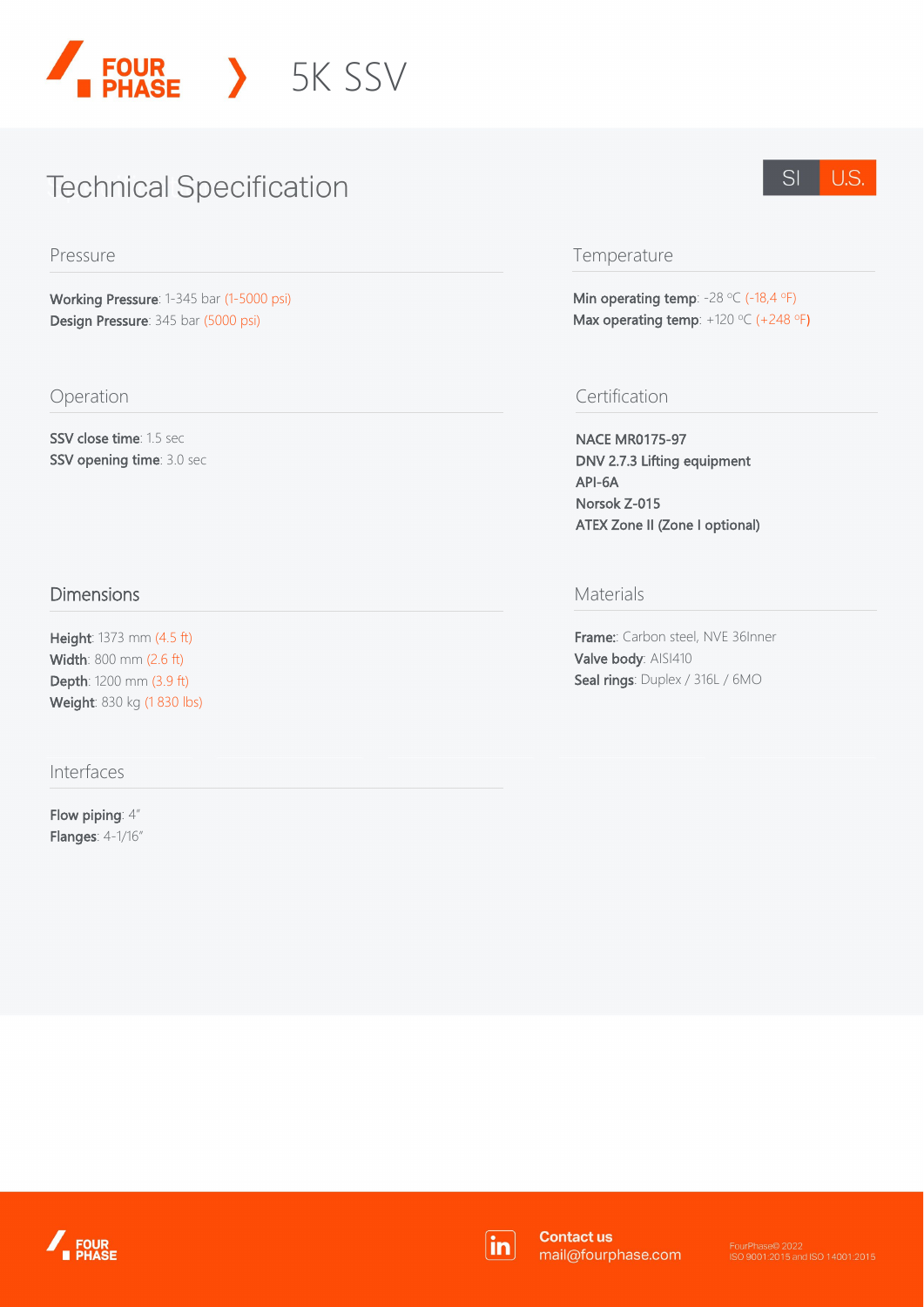# 5K SSV

## Technical Specification

SI | U.S.

### Pressure

**Working Pressure**: 1-345 bar (1-5000 psi)
**Design Pressure**: 345 bar (5000 psi)

### Temperature

**Min operating temp**: -28 °C (-18,4 °F)
**Max operating temp**: +120 °C (+248 °F)

### Operation

**SSV close time**: 1.5 sec
**SSV opening time**: 3.0 sec

### Certification

**NACE MR0175-97**
**DNV 2.7.3 Lifting equipment**
**API-6A**
**Norsok Z-015**
**ATEX Zone II (Zone I optional)**

### Dimensions

**Height**: 1373 mm (4.5 ft)
**Width**: 800 mm (2.6 ft)
**Depth**: 1200 mm (3.9 ft)
**Weight**: 830 kg (1 830 lbs)

### Materials

**Frame:**: Carbon steel, NVE 36Inner
**Valve body**: AISI410
**Seal rings**: Duplex / 316L / 6MO

### Interfaces

**Flow piping**: 4"
**Flanges**: 4-1/16"

**Contact us**
mail@fourphase.com

FourPhase© 2022
ISO 9001:2015 and ISO 14001:2015